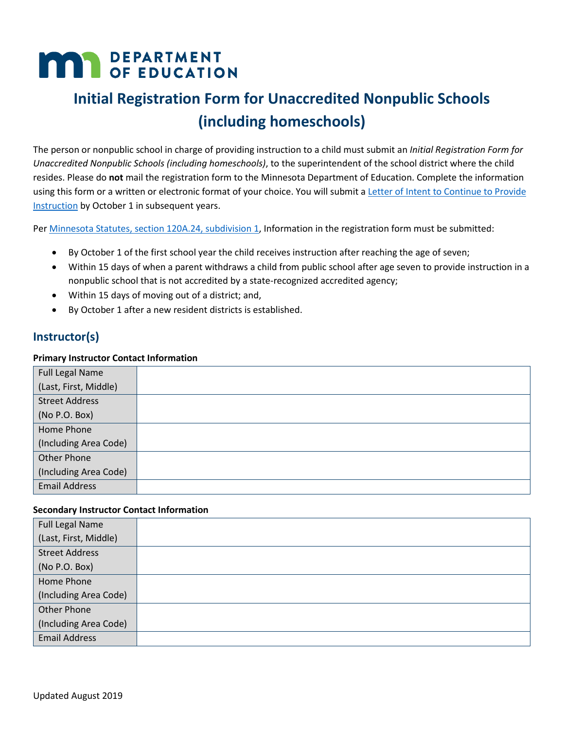MN DEPARTMENT OF EDUCATION

# Initial Registration Form for Unaccredited Nonpublic Schools (including homeschools)

The person or nonpublic school in charge of providing instruction to a child must submit an *Initial Registration Form for Unaccredited Nonpublic Schools (including homeschools)*, to the superintendent of the school district where the child resides. Please do **not** mail the registration form to the Minnesota Department of Education. Complete the information using this form or a written or electronic format of your choice. You will submit a Letter of Intent to Continue to Provide Instruction by October 1 in subsequent years.

Per Minnesota Statutes, section 120A.24, subdivision 1, Information in the registration form must be submitted:

- By October 1 of the first school year the child receives instruction after reaching the age of seven;
- Within 15 days of when a parent withdraws a child from public school after age seven to provide instruction in a nonpublic school that is not accredited by a state-recognized accredited agency;
- Within 15 days of moving out of a district; and,
- By October 1 after a new resident districts is established.

## Instructor(s)

**Primary Instructor Contact Information**

| Field | |
|---|---|
| Full Legal Name (Last, First, Middle) | |
| Street Address (No P.O. Box) | |
| Home Phone (Including Area Code) | |
| Other Phone (Including Area Code) | |
| Email Address | |

**Secondary Instructor Contact Information**

| Field | |
|---|---|
| Full Legal Name (Last, First, Middle) | |
| Street Address (No P.O. Box) | |
| Home Phone (Including Area Code) | |
| Other Phone (Including Area Code) | |
| Email Address | |

Updated August 2019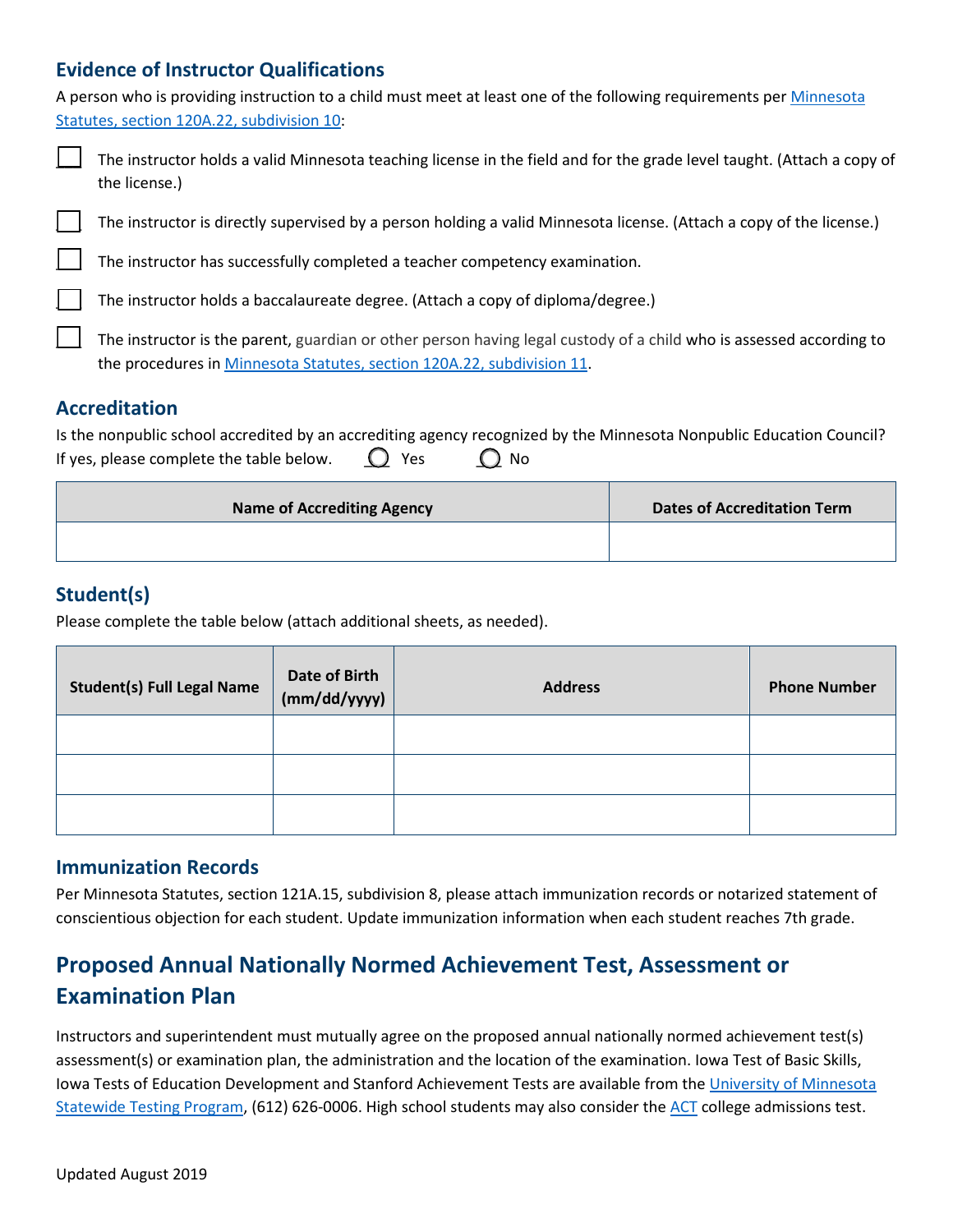## Evidence of Instructor Qualifications

A person who is providing instruction to a child must meet at least one of the following requirements per Minnesota Statutes, section 120A.22, subdivision 10:

- ☐ The instructor holds a valid Minnesota teaching license in the field and for the grade level taught. (Attach a copy of the license.)
- ☐ The instructor is directly supervised by a person holding a valid Minnesota license. (Attach a copy of the license.)
- ☐ The instructor has successfully completed a teacher competency examination.
- ☐ The instructor holds a baccalaureate degree. (Attach a copy of diploma/degree.)
- ☐ The instructor is the parent, guardian or other person having legal custody of a child who is assessed according to the procedures in Minnesota Statutes, section 120A.22, subdivision 11.

## Accreditation

Is the nonpublic school accredited by an accrediting agency recognized by the Minnesota Nonpublic Education Council? If yes, please complete the table below. ○ Yes ○ No

| Name of Accrediting Agency | Dates of Accreditation Term |
|---|---|
| | |

## Student(s)

Please complete the table below (attach additional sheets, as needed).

| Student(s) Full Legal Name | Date of Birth (mm/dd/yyyy) | Address | Phone Number |
|---|---|---|---|
| | | | |
| | | | |
| | | | |

## Immunization Records

Per Minnesota Statutes, section 121A.15, subdivision 8, please attach immunization records or notarized statement of conscientious objection for each student. Update immunization information when each student reaches 7th grade.

# Proposed Annual Nationally Normed Achievement Test, Assessment or Examination Plan

Instructors and superintendent must mutually agree on the proposed annual nationally normed achievement test(s) assessment(s) or examination plan, the administration and the location of the examination. Iowa Test of Basic Skills, Iowa Tests of Education Development and Stanford Achievement Tests are available from the University of Minnesota Statewide Testing Program, (612) 626-0006. High school students may also consider the ACT college admissions test.

Updated August 2019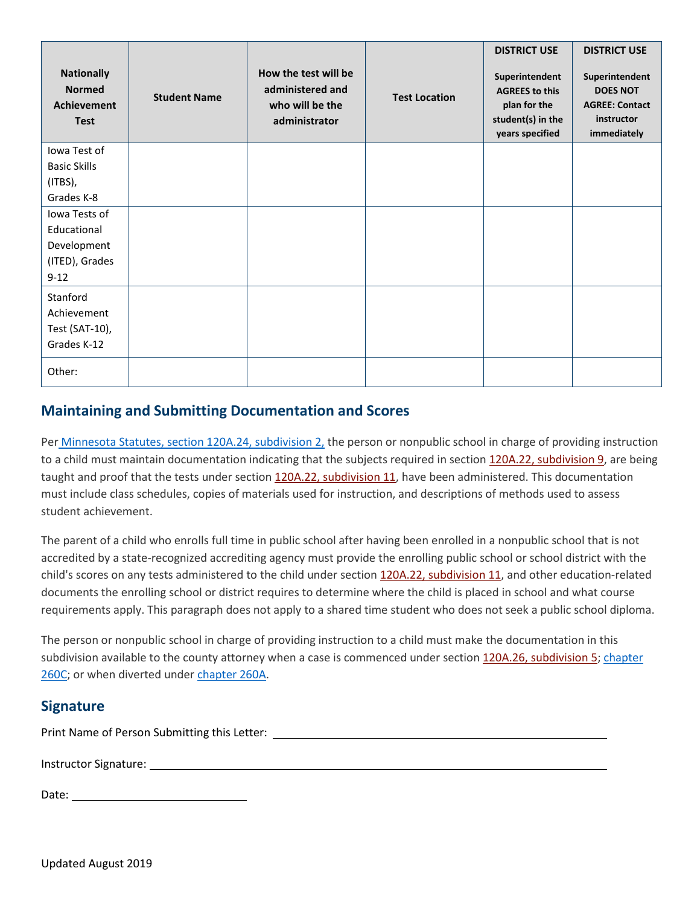| Nationally Normed Achievement Test | Student Name | How the test will be administered and who will be the administrator | Test Location | DISTRICT USE<br><br>Superintendent AGREES to this plan for the student(s) in the years specified | DISTRICT USE<br><br>Superintendent DOES NOT AGREE: Contact instructor immediately |
|---|---|---|---|---|---|
| Iowa Test of Basic Skills (ITBS), Grades K-8 | | | | | |
| Iowa Tests of Educational Development (ITED), Grades 9-12 | | | | | |
| Stanford Achievement Test (SAT-10), Grades K-12 | | | | | |
| Other: | | | | | |

## Maintaining and Submitting Documentation and Scores

Per Minnesota Statutes, section 120A.24, subdivision 2, the person or nonpublic school in charge of providing instruction to a child must maintain documentation indicating that the subjects required in section 120A.22, subdivision 9, are being taught and proof that the tests under section 120A.22, subdivision 11, have been administered. This documentation must include class schedules, copies of materials used for instruction, and descriptions of methods used to assess student achievement.

The parent of a child who enrolls full time in public school after having been enrolled in a nonpublic school that is not accredited by a state-recognized accrediting agency must provide the enrolling public school or school district with the child's scores on any tests administered to the child under section 120A.22, subdivision 11, and other education-related documents the enrolling school or district requires to determine where the child is placed in school and what course requirements apply. This paragraph does not apply to a shared time student who does not seek a public school diploma.

The person or nonpublic school in charge of providing instruction to a child must make the documentation in this subdivision available to the county attorney when a case is commenced under section 120A.26, subdivision 5; chapter 260C; or when diverted under chapter 260A.

## Signature

Print Name of Person Submitting this Letter: ______________________________

Instructor Signature: ______________________________

Date: ______________

Updated August 2019